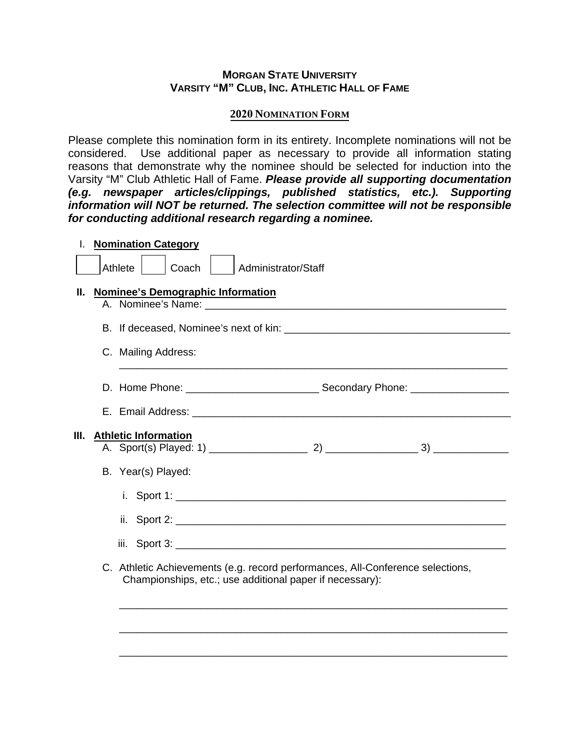**MORGAN STATE UNIVERSITY**
**VARSITY "M" CLUB, INC. ATHLETIC HALL OF FAME**

**2020 NOMINATION FORM**

Please complete this nomination form in its entirety. Incomplete nominations will not be considered. Use additional paper as necessary to provide all information stating reasons that demonstrate why the nominee should be selected for induction into the Varsity "M" Club Athletic Hall of Fame. ***Please provide all supporting documentation (e.g. newspaper articles/clippings, published statistics, etc.). Supporting information will NOT be returned. The selection committee will not be responsible for conducting additional research regarding a nominee.***

I. **Nomination Category**

☐ Athlete ☐ Coach ☐ Administrator/Staff

**II. Nominee's Demographic Information**

A. Nominee's Name: ____________________________________________________

B. If deceased, Nominee's next of kin: ______________________________________

C. Mailing Address:

______________________________________________________________________

D. Home Phone: _______________________ Secondary Phone: _________________

E. Email Address: _______________________________________________________

**III. Athletic Information**

A. Sport(s) Played: 1) _________________ 2) ________________ 3) _____________

B. Year(s) Played:

i. Sport 1: ___________________________________________________________

ii. Sport 2: ___________________________________________________________

iii. Sport 3: ___________________________________________________________

C. Athletic Achievements (e.g. record performances, All-Conference selections, Championships, etc.; use additional paper if necessary):

______________________________________________________________________

______________________________________________________________________

______________________________________________________________________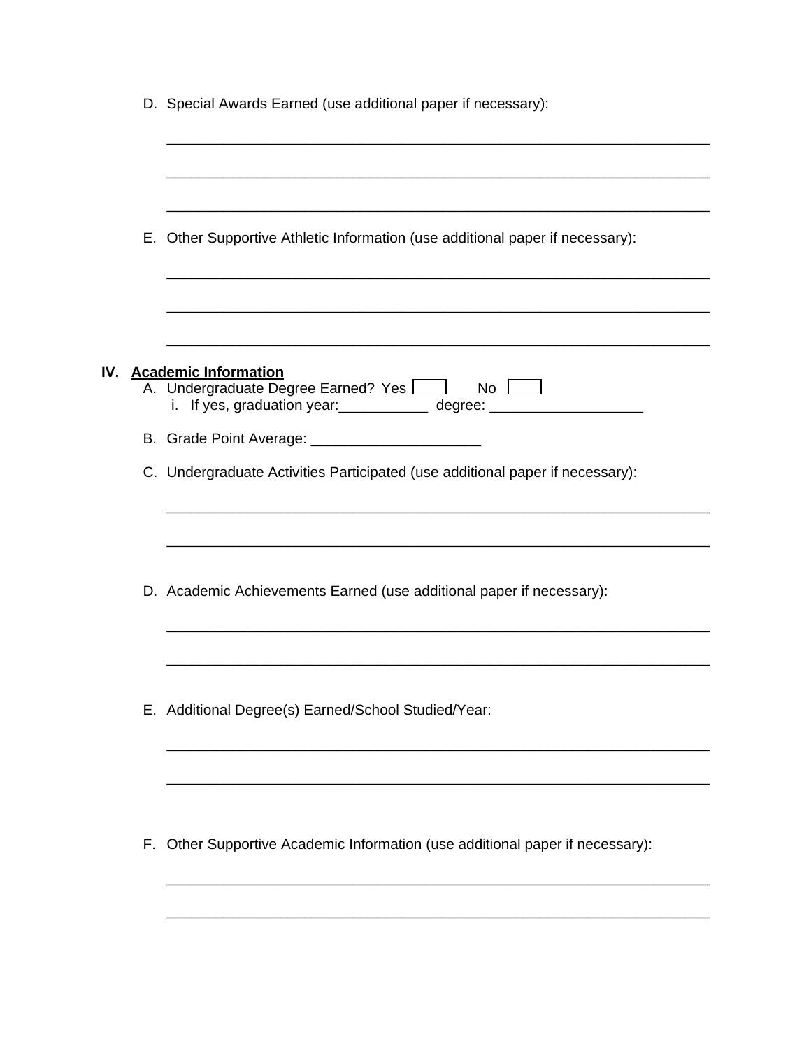D. Special Awards Earned (use additional paper if necessary):

_________________________________________________________________

_________________________________________________________________

_________________________________________________________________

E. Other Supportive Athletic Information (use additional paper if necessary):

_________________________________________________________________

_________________________________________________________________

_________________________________________________________________

## IV. Academic Information

A. Undergraduate Degree Earned? Yes ☐ No ☐

   i. If yes, graduation year:___________ degree: ___________________

B. Grade Point Average: _____________________

C. Undergraduate Activities Participated (use additional paper if necessary):

_________________________________________________________________

_________________________________________________________________

D. Academic Achievements Earned (use additional paper if necessary):

_________________________________________________________________

_________________________________________________________________

E. Additional Degree(s) Earned/School Studied/Year:

_________________________________________________________________

_________________________________________________________________

F. Other Supportive Academic Information (use additional paper if necessary):

_________________________________________________________________

_________________________________________________________________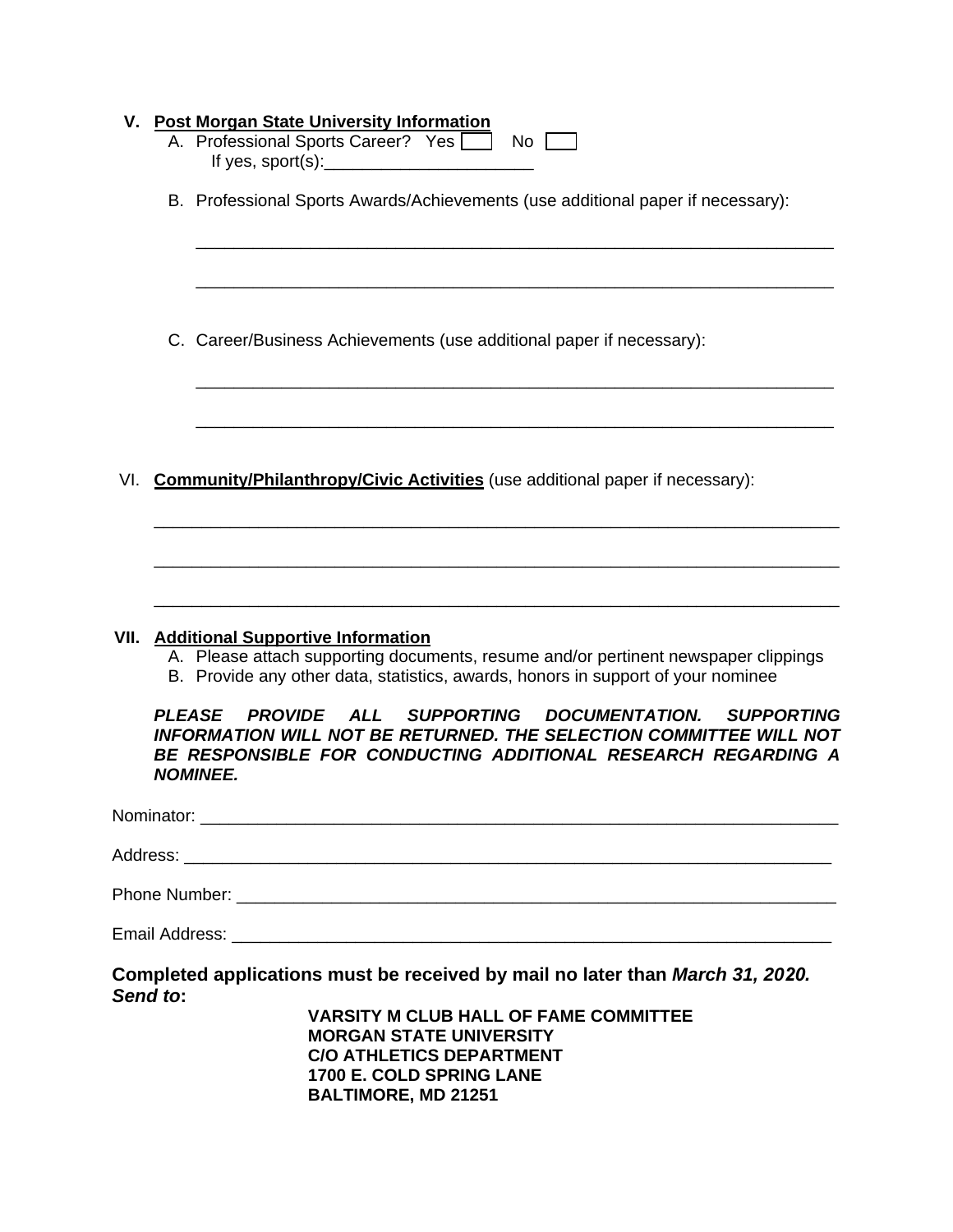**V. <u>Post Morgan State University Information</u>**

A. Professional Sports Career? Yes ☐ No ☐
   If yes, sport(s):______________________

B. Professional Sports Awards/Achievements (use additional paper if necessary):

_____________________________________________________________________

_____________________________________________________________________

C. Career/Business Achievements (use additional paper if necessary):

_____________________________________________________________________

_____________________________________________________________________

VI. **<u>Community/Philanthropy/Civic Activities</u>** (use additional paper if necessary):

_____________________________________________________________________

_____________________________________________________________________

_____________________________________________________________________

**VII. <u>Additional Supportive Information</u>**

A. Please attach supporting documents, resume and/or pertinent newspaper clippings
B. Provide any other data, statistics, awards, honors in support of your nominee

***PLEASE PROVIDE ALL SUPPORTING DOCUMENTATION. SUPPORTING INFORMATION WILL NOT BE RETURNED. THE SELECTION COMMITTEE WILL NOT BE RESPONSIBLE FOR CONDUCTING ADDITIONAL RESEARCH REGARDING A NOMINEE.***

Nominator: _______________________________________________________________

Address: _________________________________________________________________

Phone Number: ____________________________________________________________

Email Address: ____________________________________________________________

**Completed applications must be received by mail no later than *March 31, 2020. Send to*:**

**VARSITY M CLUB HALL OF FAME COMMITTEE**
**MORGAN STATE UNIVERSITY**
**C/O ATHLETICS DEPARTMENT**
**1700 E. COLD SPRING LANE**
**BALTIMORE, MD 21251**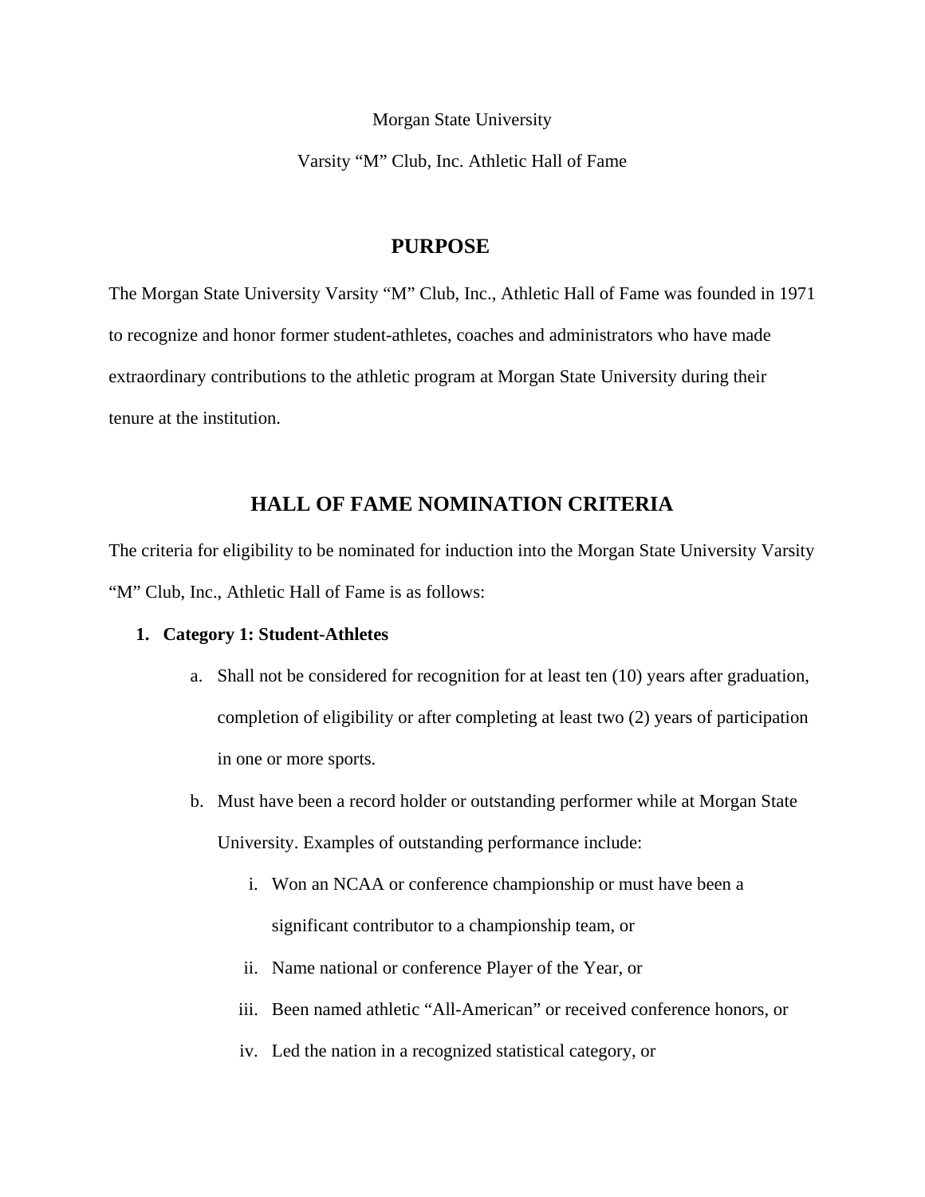Morgan State University

Varsity "M" Club, Inc. Athletic Hall of Fame

## PURPOSE

The Morgan State University Varsity "M" Club, Inc., Athletic Hall of Fame was founded in 1971 to recognize and honor former student-athletes, coaches and administrators who have made extraordinary contributions to the athletic program at Morgan State University during their tenure at the institution.

## HALL OF FAME NOMINATION CRITERIA

The criteria for eligibility to be nominated for induction into the Morgan State University Varsity "M" Club, Inc., Athletic Hall of Fame is as follows:

1. **Category 1: Student-Athletes**
   a. Shall not be considered for recognition for at least ten (10) years after graduation, completion of eligibility or after completing at least two (2) years of participation in one or more sports.
   b. Must have been a record holder or outstanding performer while at Morgan State University. Examples of outstanding performance include:
      i. Won an NCAA or conference championship or must have been a significant contributor to a championship team, or
      ii. Name national or conference Player of the Year, or
      iii. Been named athletic "All-American" or received conference honors, or
      iv. Led the nation in a recognized statistical category, or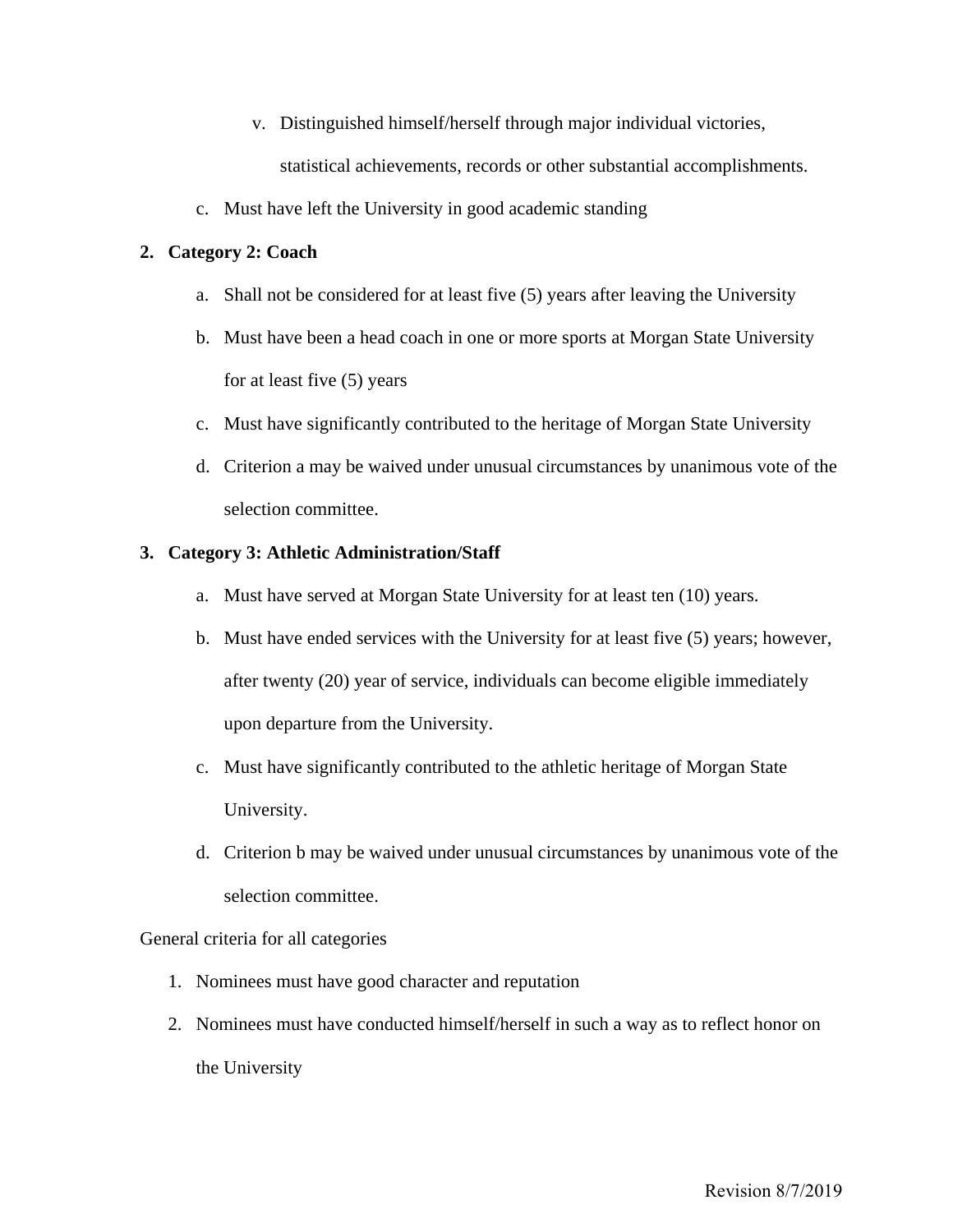v. Distinguished himself/herself through major individual victories, statistical achievements, records or other substantial accomplishments.

c. Must have left the University in good academic standing

**2. Category 2: Coach**

a. Shall not be considered for at least five (5) years after leaving the University

b. Must have been a head coach in one or more sports at Morgan State University for at least five (5) years

c. Must have significantly contributed to the heritage of Morgan State University

d. Criterion a may be waived under unusual circumstances by unanimous vote of the selection committee.

**3. Category 3: Athletic Administration/Staff**

a. Must have served at Morgan State University for at least ten (10) years.

b. Must have ended services with the University for at least five (5) years; however, after twenty (20) year of service, individuals can become eligible immediately upon departure from the University.

c. Must have significantly contributed to the athletic heritage of Morgan State University.

d. Criterion b may be waived under unusual circumstances by unanimous vote of the selection committee.

General criteria for all categories

1. Nominees must have good character and reputation
2. Nominees must have conducted himself/herself in such a way as to reflect honor on the University

Revision 8/7/2019